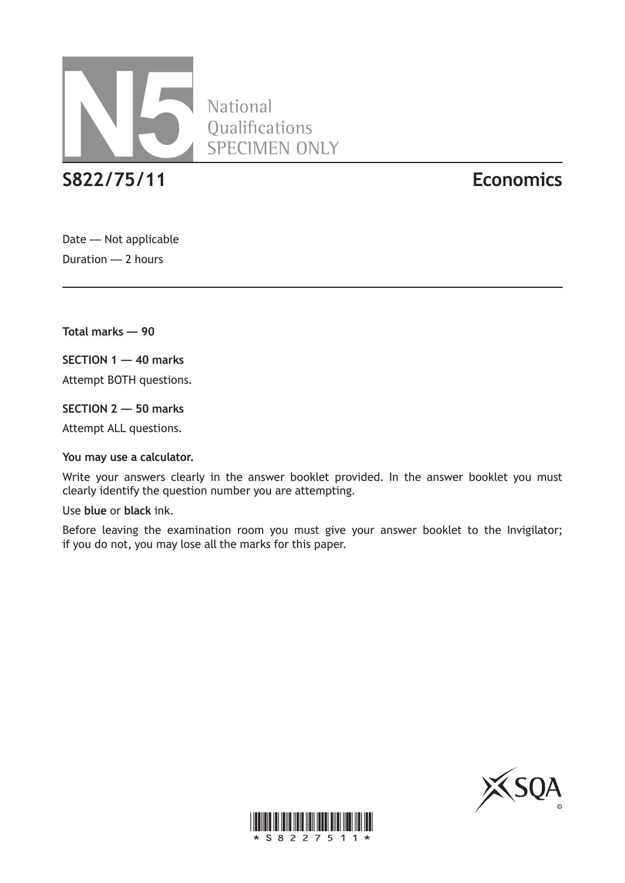# N5 National Qualifications SPECIMEN ONLY

## S822/75/11 Economics

Date — Not applicable

Duration — 2 hours

**Total marks — 90**

**SECTION 1 — 40 marks**

Attempt BOTH questions.

**SECTION 2 — 50 marks**

Attempt ALL questions.

**You may use a calculator.**

Write your answers clearly in the answer booklet provided. In the answer booklet you must clearly identify the question number you are attempting.

Use **blue** or **black** ink.

Before leaving the examination room you must give your answer booklet to the Invigilator; if you do not, you may lose all the marks for this paper.

*S82275 11*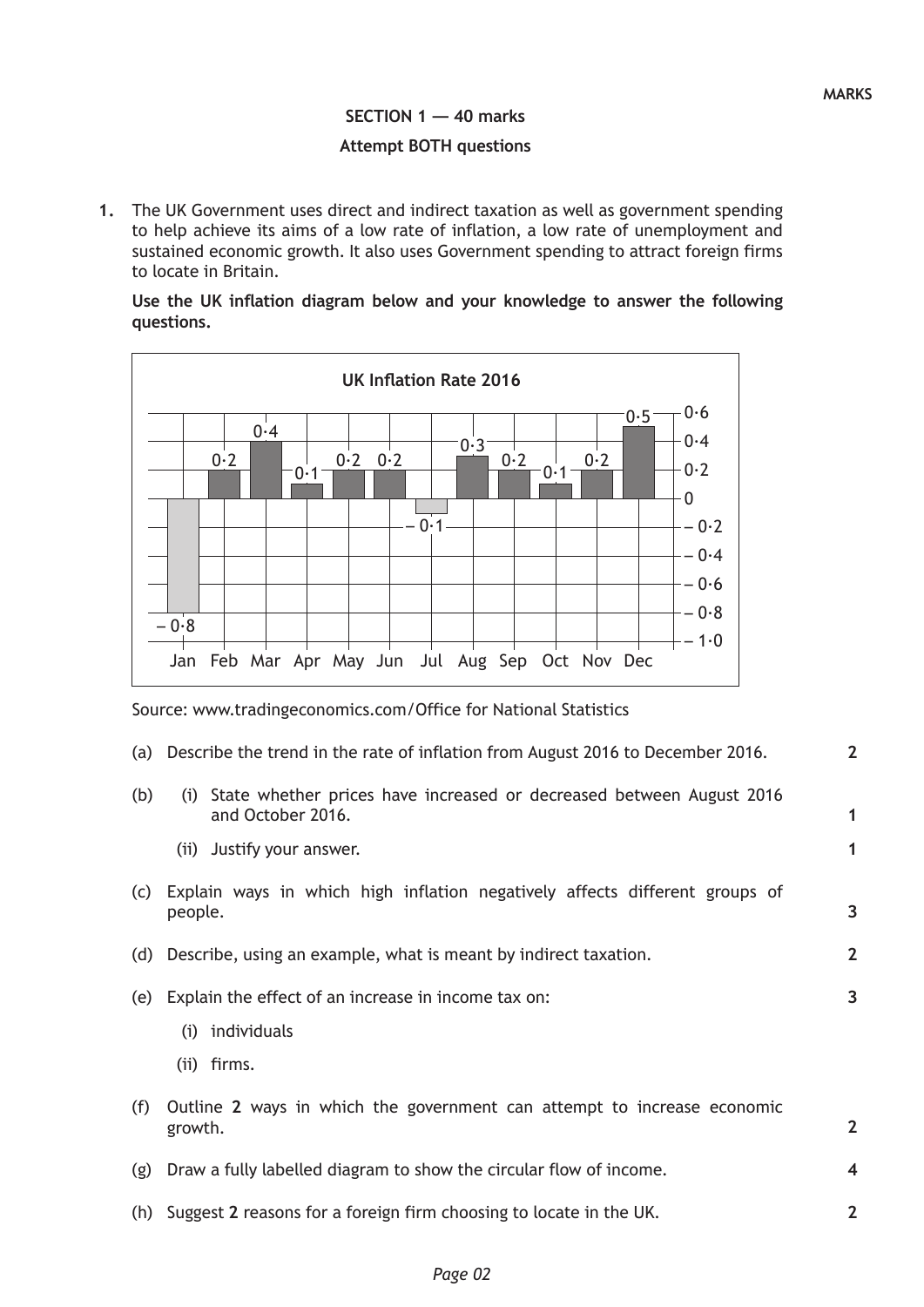MARKS

## SECTION 1 — 40 marks

**Attempt BOTH questions**

**1.** The UK Government uses direct and indirect taxation as well as government spending to help achieve its aims of a low rate of inflation, a low rate of unemployment and sustained economic growth. It also uses Government spending to attract foreign firms to locate in Britain.

**Use the UK inflation diagram below and your knowledge to answer the following questions.**

**UK Inflation Rate 2016**

| Month | Jan | Feb | Mar | Apr | May | Jun | Jul | Aug | Sep | Oct | Nov | Dec |
|---|---|---|---|---|---|---|---|---|---|---|---|---|
| Inflation rate | – 0·8 | 0·2 | 0·4 | 0·1 | 0·2 | 0·2 | – 0·1 | 0·3 | 0·2 | 0·1 | 0·2 | 0·5 |

Source: www.tradingeconomics.com/Office for National Statistics

(a) Describe the trend in the rate of inflation from August 2016 to December 2016. **2**

(b) (i) State whether prices have increased or decreased between August 2016 and October 2016. **1**

(ii) Justify your answer. **1**

(c) Explain ways in which high inflation negatively affects different groups of people. **3**

(d) Describe, using an example, what is meant by indirect taxation. **2**

(e) Explain the effect of an increase in income tax on: **3**

(i) individuals

(ii) firms.

(f) Outline **2** ways in which the government can attempt to increase economic growth. **2**

(g) Draw a fully labelled diagram to show the circular flow of income. **4**

(h) Suggest **2** reasons for a foreign firm choosing to locate in the UK. **2**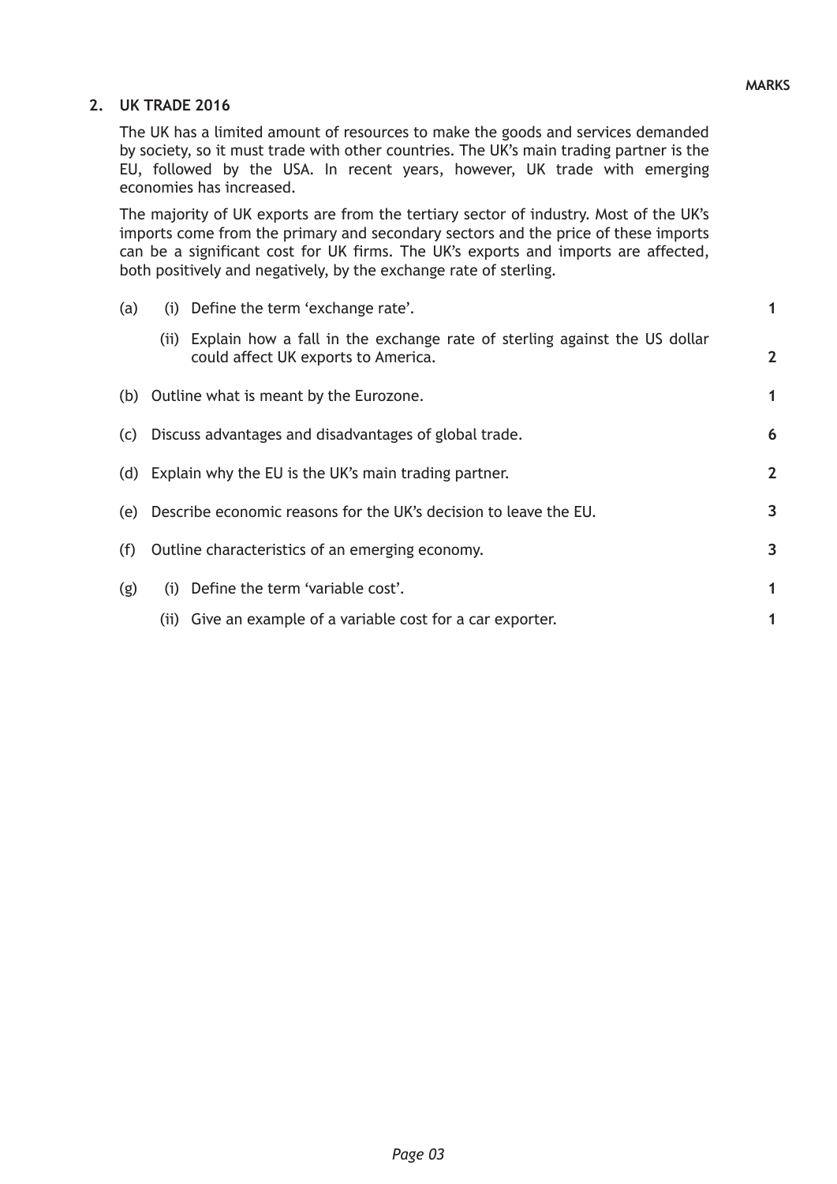**MARKS**

## 2. UK TRADE 2016

The UK has a limited amount of resources to make the goods and services demanded by society, so it must trade with other countries. The UK's main trading partner is the EU, followed by the USA. In recent years, however, UK trade with emerging economies has increased.

The majority of UK exports are from the tertiary sector of industry. Most of the UK's imports come from the primary and secondary sectors and the price of these imports can be a significant cost for UK firms. The UK's exports and imports are affected, both positively and negatively, by the exchange rate of sterling.

(a) (i) Define the term 'exchange rate'. **1**

(ii) Explain how a fall in the exchange rate of sterling against the US dollar could affect UK exports to America. **2**

(b) Outline what is meant by the Eurozone. **1**

(c) Discuss advantages and disadvantages of global trade. **6**

(d) Explain why the EU is the UK's main trading partner. **2**

(e) Describe economic reasons for the UK's decision to leave the EU. **3**

(f) Outline characteristics of an emerging economy. **3**

(g) (i) Define the term 'variable cost'. **1**

(ii) Give an example of a variable cost for a car exporter. **1**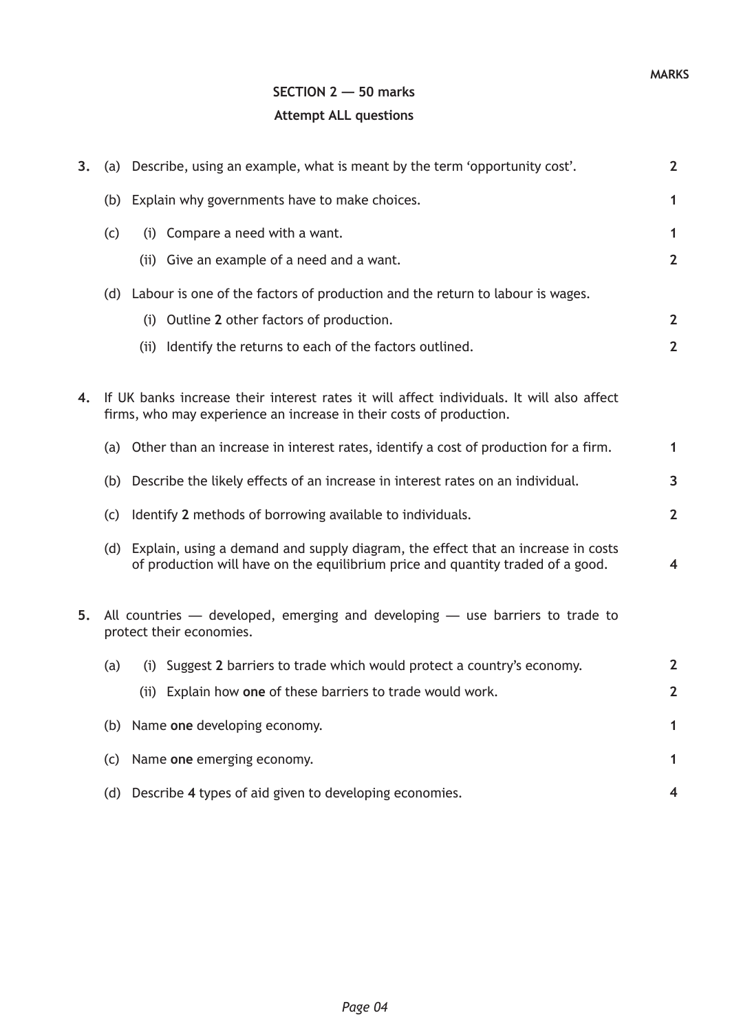MARKS

## SECTION 2 — 50 marks

### Attempt ALL questions

**3.** (a) Describe, using an example, what is meant by the term 'opportunity cost'. **2**

(b) Explain why governments have to make choices. **1**

(c) (i) Compare a need with a want. **1**

(ii) Give an example of a need and a want. **2**

(d) Labour is one of the factors of production and the return to labour is wages.

(i) Outline **2** other factors of production. **2**

(ii) Identify the returns to each of the factors outlined. **2**

**4.** If UK banks increase their interest rates it will affect individuals. It will also affect firms, who may experience an increase in their costs of production.

(a) Other than an increase in interest rates, identify a cost of production for a firm. **1**

(b) Describe the likely effects of an increase in interest rates on an individual. **3**

(c) Identify **2** methods of borrowing available to individuals. **2**

(d) Explain, using a demand and supply diagram, the effect that an increase in costs of production will have on the equilibrium price and quantity traded of a good. **4**

**5.** All countries — developed, emerging and developing — use barriers to trade to protect their economies.

(a) (i) Suggest **2** barriers to trade which would protect a country's economy. **2**

(ii) Explain how **one** of these barriers to trade would work. **2**

(b) Name **one** developing economy. **1**

(c) Name **one** emerging economy. **1**

(d) Describe **4** types of aid given to developing economies. **4**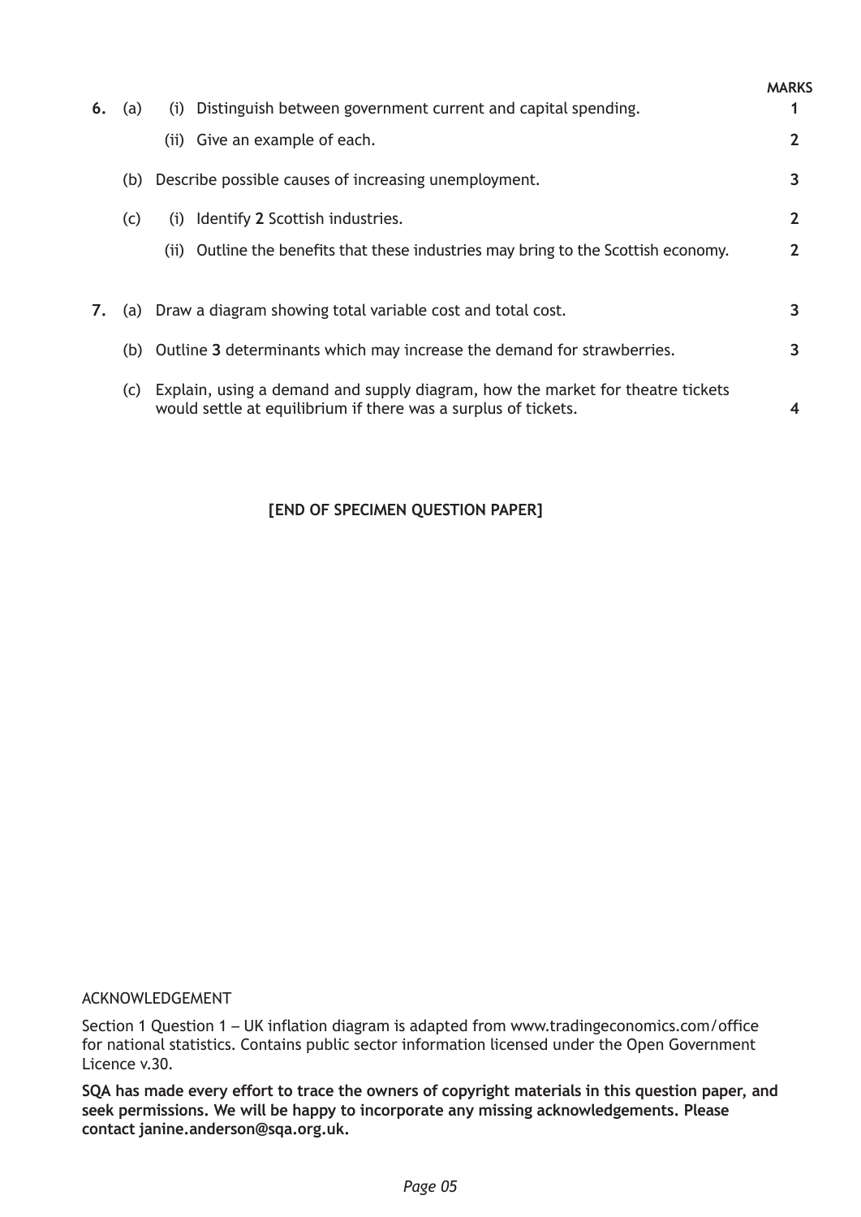| | | | | MARKS |
|---|---|---|---|---|
| **6.** | (a) | (i) | Distinguish between government current and capital spending. | 1 |
| | | (ii) | Give an example of each. | 2 |
| | (b) | | Describe possible causes of increasing unemployment. | 3 |
| | (c) | (i) | Identify **2** Scottish industries. | 2 |
| | | (ii) | Outline the benefits that these industries may bring to the Scottish economy. | 2 |
| **7.** | (a) | | Draw a diagram showing total variable cost and total cost. | 3 |
| | (b) | | Outline **3** determinants which may increase the demand for strawberries. | 3 |
| | (c) | | Explain, using a demand and supply diagram, how the market for theatre tickets would settle at equilibrium if there was a surplus of tickets. | 4 |

**[END OF SPECIMEN QUESTION PAPER]**

ACKNOWLEDGEMENT

Section 1 Question 1 – UK inflation diagram is adapted from www.tradingeconomics.com/office for national statistics. Contains public sector information licensed under the Open Government Licence v.30.

**SQA has made every effort to trace the owners of copyright materials in this question paper, and seek permissions. We will be happy to incorporate any missing acknowledgements. Please contact janine.anderson@sqa.org.uk.**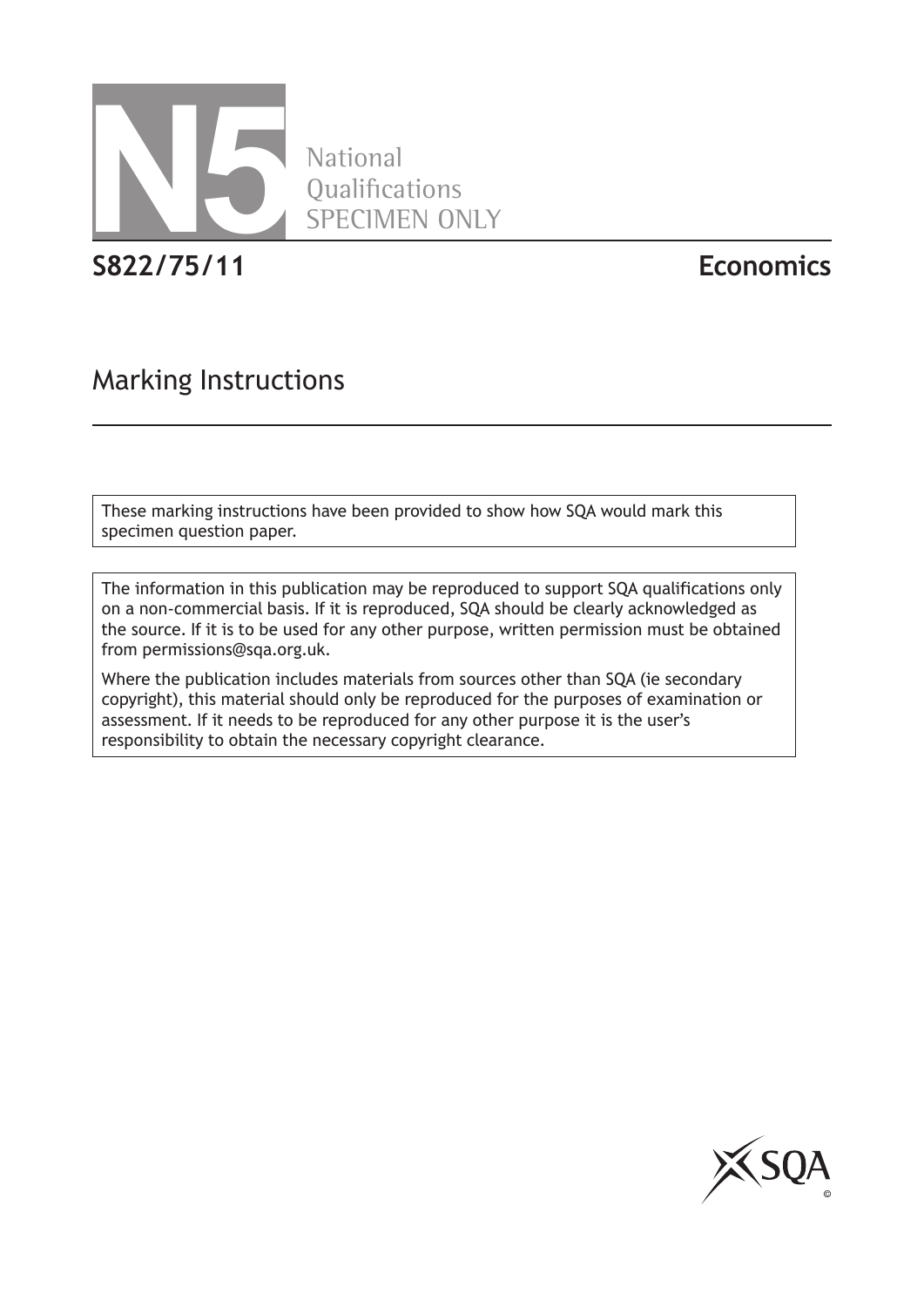# N5 National Qualifications SPECIMEN ONLY

**S822/75/11** **Economics**

## Marking Instructions

These marking instructions have been provided to show how SQA would mark this specimen question paper.

The information in this publication may be reproduced to support SQA qualifications only on a non-commercial basis. If it is reproduced, SQA should be clearly acknowledged as the source. If it is to be used for any other purpose, written permission must be obtained from permissions@sqa.org.uk.

Where the publication includes materials from sources other than SQA (ie secondary copyright), this material should only be reproduced for the purposes of examination or assessment. If it needs to be reproduced for any other purpose it is the user's responsibility to obtain the necessary copyright clearance.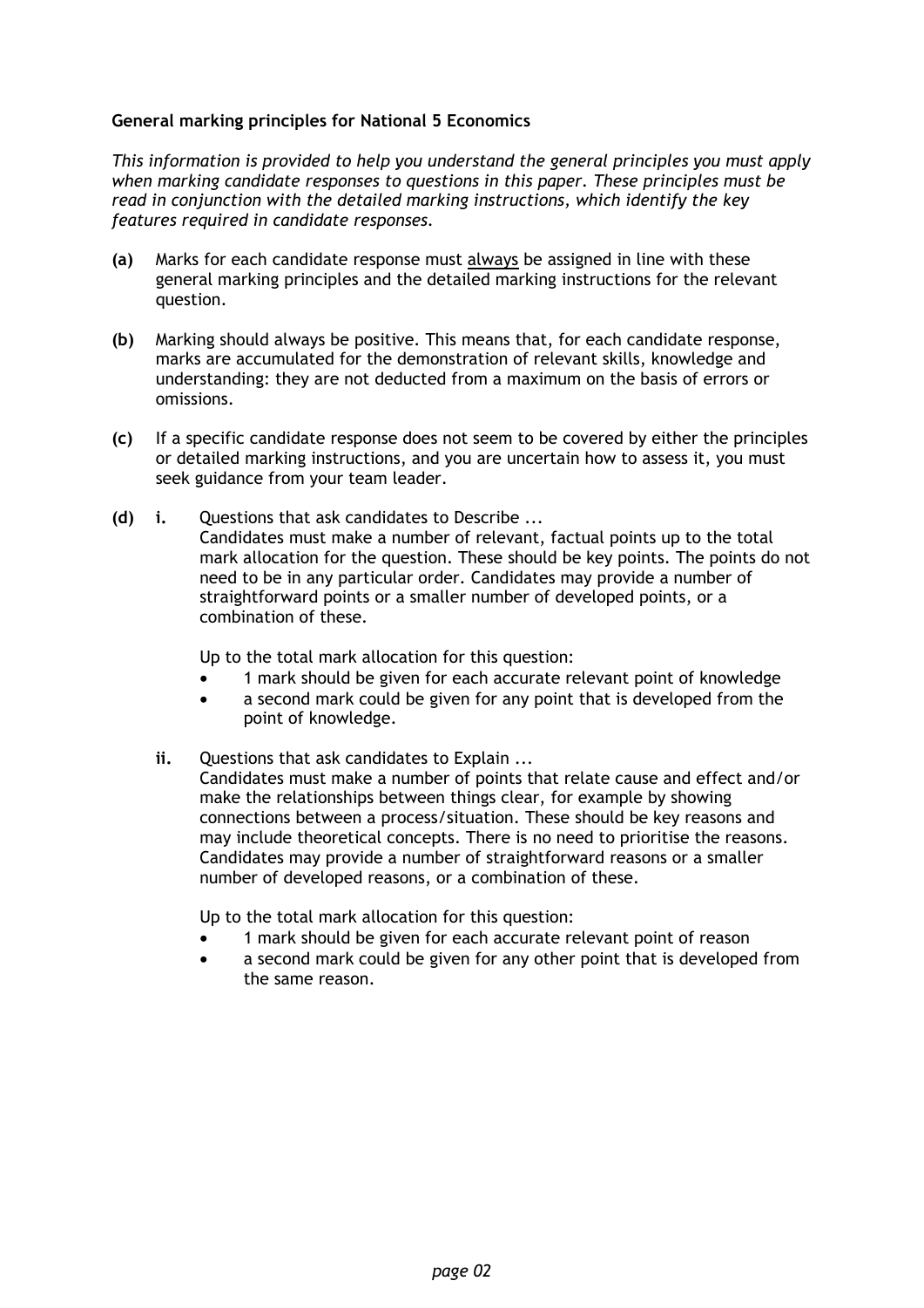**General marking principles for National 5 Economics**

*This information is provided to help you understand the general principles you must apply when marking candidate responses to questions in this paper. These principles must be read in conjunction with the detailed marking instructions, which identify the key features required in candidate responses.*

**(a)** Marks for each candidate response must always be assigned in line with these general marking principles and the detailed marking instructions for the relevant question.

**(b)** Marking should always be positive. This means that, for each candidate response, marks are accumulated for the demonstration of relevant skills, knowledge and understanding: they are not deducted from a maximum on the basis of errors or omissions.

**(c)** If a specific candidate response does not seem to be covered by either the principles or detailed marking instructions, and you are uncertain how to assess it, you must seek guidance from your team leader.

**(d)** **i.** Questions that ask candidates to Describe ...
Candidates must make a number of relevant, factual points up to the total mark allocation for the question. These should be key points. The points do not need to be in any particular order. Candidates may provide a number of straightforward points or a smaller number of developed points, or a combination of these.

Up to the total mark allocation for this question:

- 1 mark should be given for each accurate relevant point of knowledge
- a second mark could be given for any point that is developed from the point of knowledge.

**ii.** Questions that ask candidates to Explain ...
Candidates must make a number of points that relate cause and effect and/or make the relationships between things clear, for example by showing connections between a process/situation. These should be key reasons and may include theoretical concepts. There is no need to prioritise the reasons. Candidates may provide a number of straightforward reasons or a smaller number of developed reasons, or a combination of these.

Up to the total mark allocation for this question:

- 1 mark should be given for each accurate relevant point of reason
- a second mark could be given for any other point that is developed from the same reason.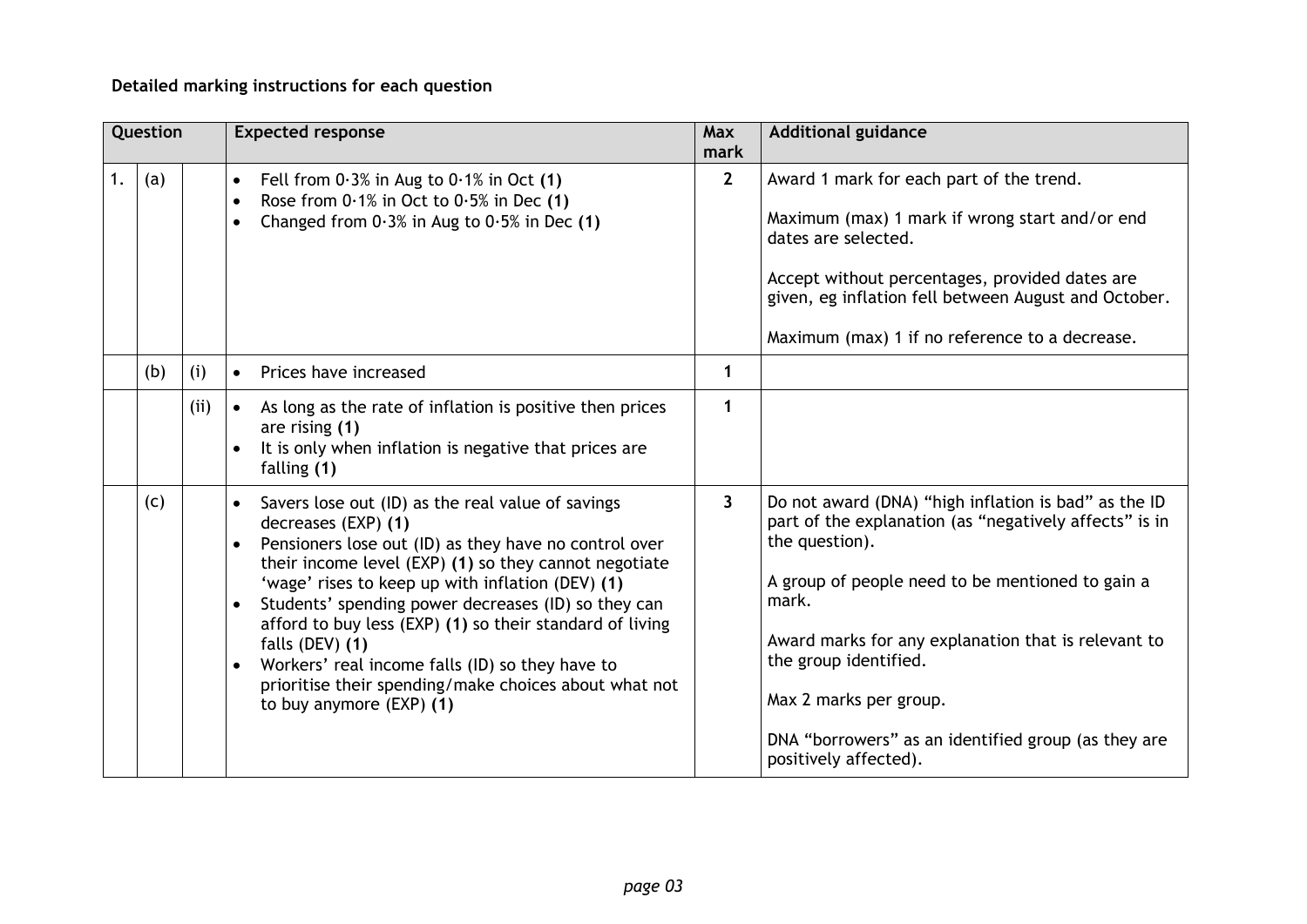**Detailed marking instructions for each question**

| Question | | | Expected response | Max mark | Additional guidance |
|---|---|---|---|---|---|
| 1. | (a) | | • Fell from 0·3% in Aug to 0·1% in Oct **(1)**<br>• Rose from 0·1% in Oct to 0·5% in Dec **(1)**<br>• Changed from 0·3% in Aug to 0·5% in Dec **(1)** | 2 | Award 1 mark for each part of the trend.<br><br>Maximum (max) 1 mark if wrong start and/or end dates are selected.<br><br>Accept without percentages, provided dates are given, eg inflation fell between August and October.<br><br>Maximum (max) 1 if no reference to a decrease. |
| | (b) | (i) | • Prices have increased | 1 | |
| | | (ii) | • As long as the rate of inflation is positive then prices are rising **(1)**<br>• It is only when inflation is negative that prices are falling **(1)** | 1 | |
| | (c) | | • Savers lose out (ID) as the real value of savings decreases (EXP) **(1)**<br>• Pensioners lose out (ID) as they have no control over their income level (EXP) **(1)** so they cannot negotiate 'wage' rises to keep up with inflation (DEV) **(1)**<br>• Students' spending power decreases (ID) so they can afford to buy less (EXP) **(1)** so their standard of living falls (DEV) **(1)**<br>• Workers' real income falls (ID) so they have to prioritise their spending/make choices about what not to buy anymore (EXP) **(1)** | 3 | Do not award (DNA) "high inflation is bad" as the ID part of the explanation (as "negatively affects" is in the question).<br><br>A group of people need to be mentioned to gain a mark.<br><br>Award marks for any explanation that is relevant to the group identified.<br><br>Max 2 marks per group.<br><br>DNA "borrowers" as an identified group (as they are positively affected). |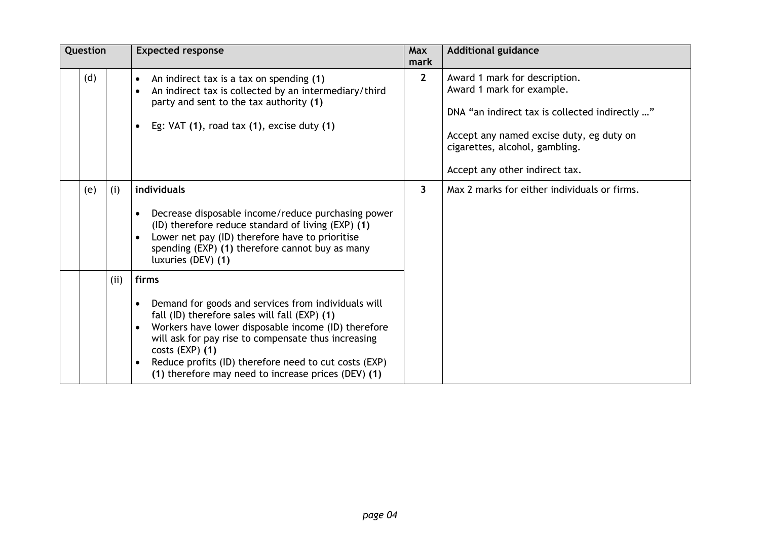| Question | | | Expected response | Max mark | Additional guidance |
|---|---|---|---|---|---|
| | (d) | | • An indirect tax is a tax on spending **(1)**<br>• An indirect tax is collected by an intermediary/third party and sent to the tax authority **(1)**<br><br>• Eg: VAT **(1)**, road tax **(1)**, excise duty **(1)** | **2** | Award 1 mark for description.<br>Award 1 mark for example.<br><br>DNA "an indirect tax is collected indirectly …"<br><br>Accept any named excise duty, eg duty on cigarettes, alcohol, gambling.<br><br>Accept any other indirect tax. |
| | (e) | (i) | **individuals**<br><br>• Decrease disposable income/reduce purchasing power (ID) therefore reduce standard of living (EXP) **(1)**<br>• Lower net pay (ID) therefore have to prioritise spending (EXP) **(1)** therefore cannot buy as many luxuries (DEV) **(1)** | **3** | Max 2 marks for either individuals or firms. |
| | | (ii) | **firms**<br><br>• Demand for goods and services from individuals will fall (ID) therefore sales will fall (EXP) **(1)**<br>• Workers have lower disposable income (ID) therefore will ask for pay rise to compensate thus increasing costs (EXP) **(1)**<br>• Reduce profits (ID) therefore need to cut costs (EXP) **(1)** therefore may need to increase prices (DEV) **(1)** | | |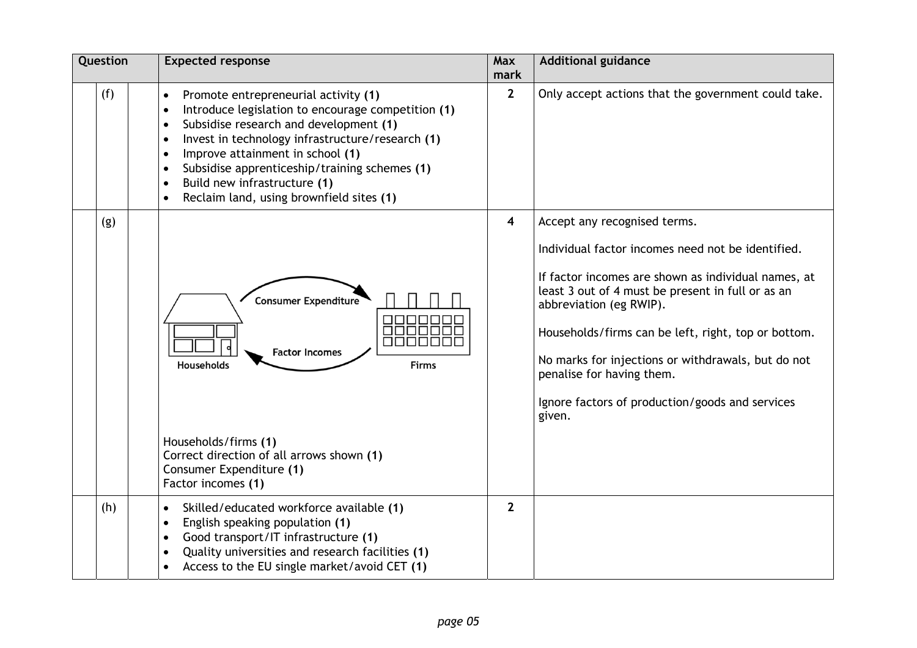| Question | | Expected response | Max mark | Additional guidance |
|---|---|---|---|---|
| (f) | | • Promote entrepreneurial activity **(1)**<br>• Introduce legislation to encourage competition **(1)**<br>• Subsidise research and development **(1)**<br>• Invest in technology infrastructure/research **(1)**<br>• Improve attainment in school **(1)**<br>• Subsidise apprenticeship/training schemes **(1)**<br>• Build new infrastructure **(1)**<br>• Reclaim land, using brownfield sites **(1)** | **2** | Only accept actions that the government could take. |
| (g) | | Households → Consumer Expenditure → Firms<br>Firms → Factor Incomes → Households<br><br>Households/firms **(1)**<br>Correct direction of all arrows shown **(1)**<br>Consumer Expenditure **(1)**<br>Factor incomes **(1)** | **4** | Accept any recognised terms.<br><br>Individual factor incomes need not be identified.<br><br>If factor incomes are shown as individual names, at least 3 out of 4 must be present in full or as an abbreviation (eg RWIP).<br><br>Households/firms can be left, right, top or bottom.<br><br>No marks for injections or withdrawals, but do not penalise for having them.<br><br>Ignore factors of production/goods and services given. |
| (h) | | • Skilled/educated workforce available **(1)**<br>• English speaking population **(1)**<br>• Good transport/IT infrastructure **(1)**<br>• Quality universities and research facilities **(1)**<br>• Access to the EU single market/avoid CET **(1)** | **2** | |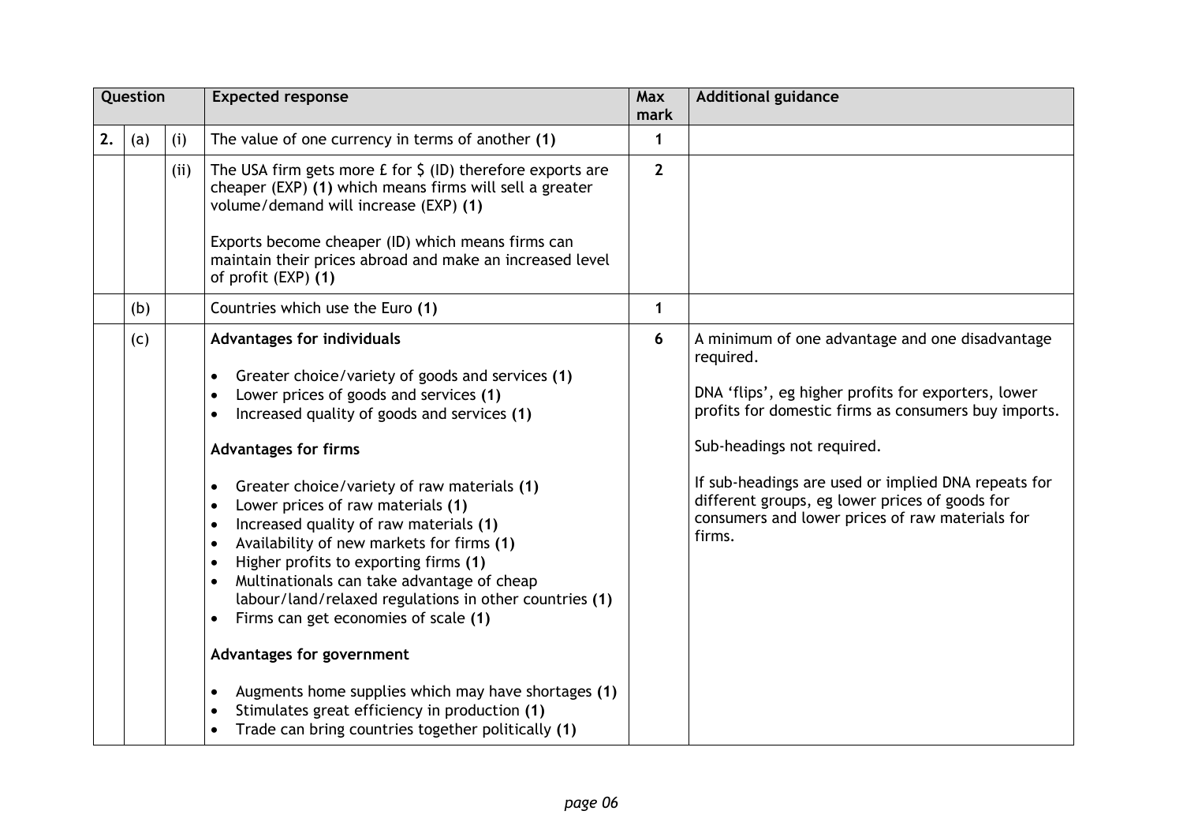| Question | | | Expected response | Max mark | Additional guidance |
|---|---|---|---|---|---|
| 2. | (a) | (i) | The value of one currency in terms of another **(1)** | 1 | |
| | | (ii) | The USA firm gets more £ for $ (ID) therefore exports are cheaper (EXP) **(1)** which means firms will sell a greater volume/demand will increase (EXP) **(1)**<br><br>Exports become cheaper (ID) which means firms can maintain their prices abroad and make an increased level of profit (EXP) **(1)** | 2 | |
| | (b) | | Countries which use the Euro **(1)** | 1 | |
| | (c) | | **Advantages for individuals**<br><br>• Greater choice/variety of goods and services **(1)**<br>• Lower prices of goods and services **(1)**<br>• Increased quality of goods and services **(1)**<br><br>**Advantages for firms**<br><br>• Greater choice/variety of raw materials **(1)**<br>• Lower prices of raw materials **(1)**<br>• Increased quality of raw materials **(1)**<br>• Availability of new markets for firms **(1)**<br>• Higher profits to exporting firms **(1)**<br>• Multinationals can take advantage of cheap labour/land/relaxed regulations in other countries **(1)**<br>• Firms can get economies of scale **(1)**<br><br>**Advantages for government**<br><br>• Augments home supplies which may have shortages **(1)**<br>• Stimulates great efficiency in production **(1)**<br>• Trade can bring countries together politically **(1)** | 6 | A minimum of one advantage and one disadvantage required.<br><br>DNA 'flips', eg higher profits for exporters, lower profits for domestic firms as consumers buy imports.<br><br>Sub-headings not required.<br><br>If sub-headings are used or implied DNA repeats for different groups, eg lower prices of goods for consumers and lower prices of raw materials for firms. |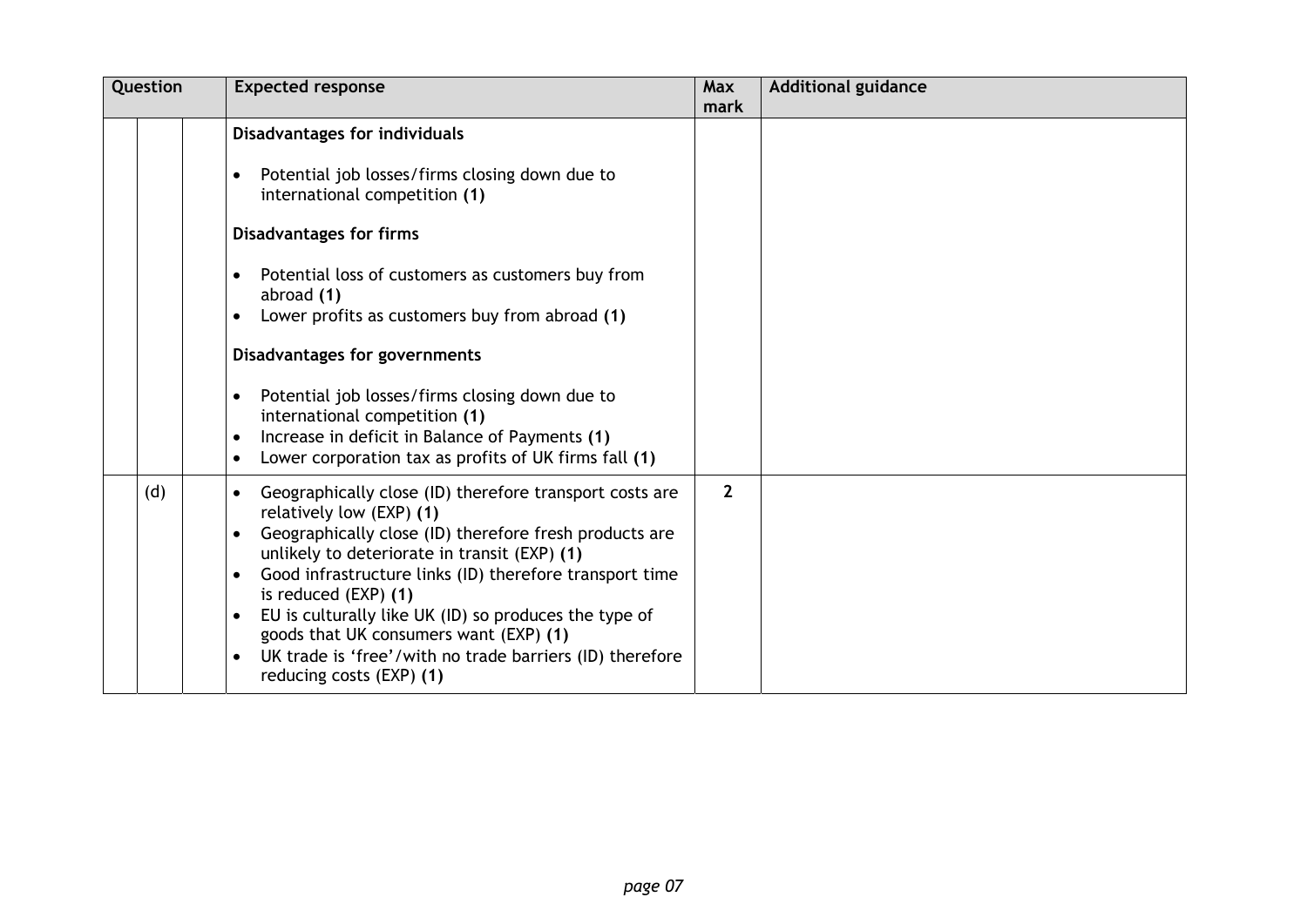| Question | | | Expected response | Max mark | Additional guidance |
|---|---|---|---|---|---|
| | | | **Disadvantages for individuals**<br><br>• Potential job losses/firms closing down due to international competition **(1)**<br><br>**Disadvantages for firms**<br><br>• Potential loss of customers as customers buy from abroad **(1)**<br>• Lower profits as customers buy from abroad **(1)**<br><br>**Disadvantages for governments**<br><br>• Potential job losses/firms closing down due to international competition **(1)**<br>• Increase in deficit in Balance of Payments **(1)**<br>• Lower corporation tax as profits of UK firms fall **(1)** | | |
| | (d) | | • Geographically close (ID) therefore transport costs are relatively low (EXP) **(1)**<br>• Geographically close (ID) therefore fresh products are unlikely to deteriorate in transit (EXP) **(1)**<br>• Good infrastructure links (ID) therefore transport time is reduced (EXP) **(1)**<br>• EU is culturally like UK (ID) so produces the type of goods that UK consumers want (EXP) **(1)**<br>• UK trade is 'free'/with no trade barriers (ID) therefore reducing costs (EXP) **(1)** | **2** | |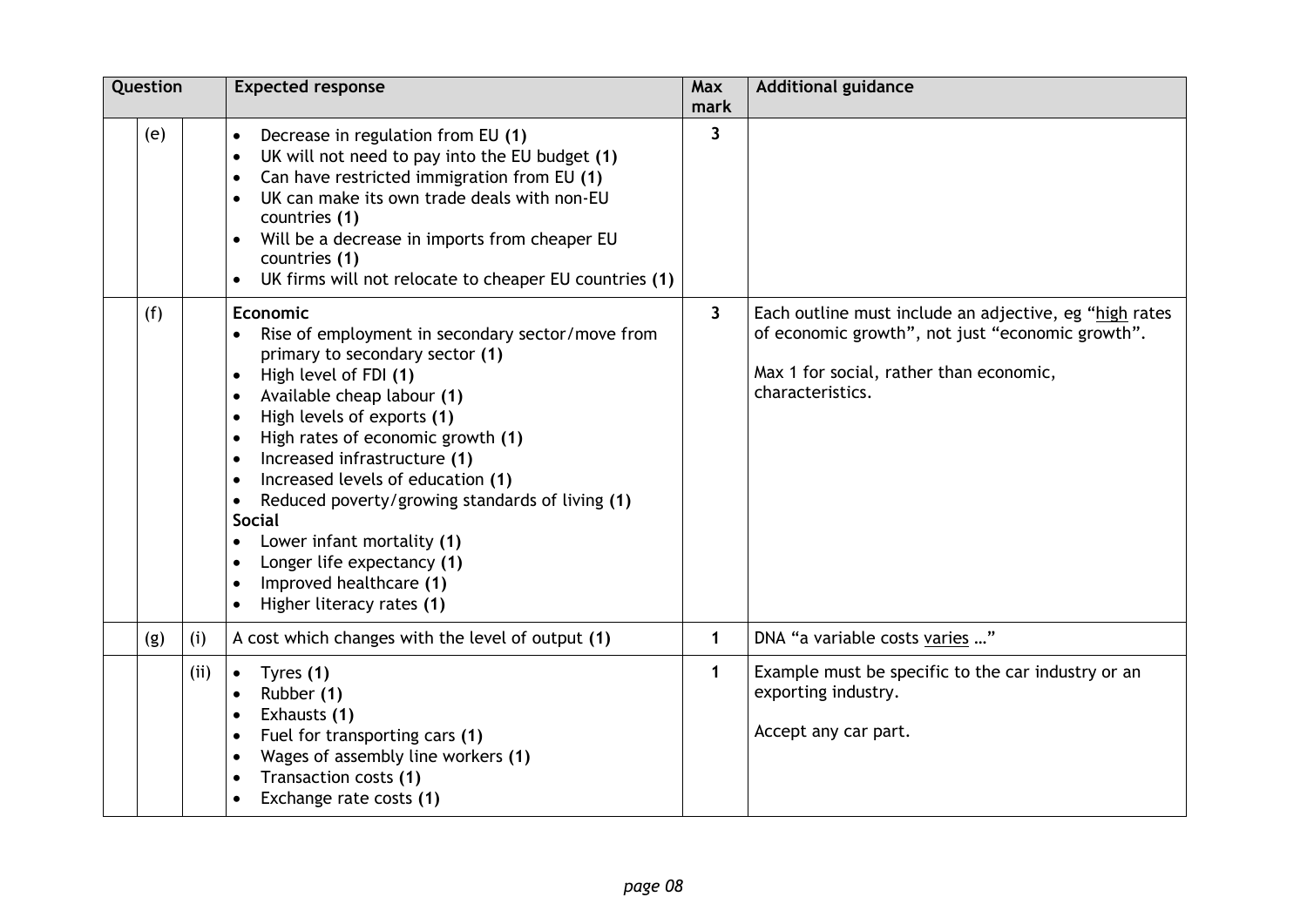| Question | | | Expected response | Max mark | Additional guidance |
|---|---|---|---|---|---|
| | (e) | | • Decrease in regulation from EU **(1)**<br>• UK will not need to pay into the EU budget **(1)**<br>• Can have restricted immigration from EU **(1)**<br>• UK can make its own trade deals with non-EU countries **(1)**<br>• Will be a decrease in imports from cheaper EU countries **(1)**<br>• UK firms will not relocate to cheaper EU countries **(1)** | 3 | |
| | (f) | | **Economic**<br>• Rise of employment in secondary sector/move from primary to secondary sector **(1)**<br>• High level of FDI **(1)**<br>• Available cheap labour **(1)**<br>• High levels of exports **(1)**<br>• High rates of economic growth **(1)**<br>• Increased infrastructure **(1)**<br>• Increased levels of education **(1)**<br>• Reduced poverty/growing standards of living **(1)**<br>**Social**<br>• Lower infant mortality **(1)**<br>• Longer life expectancy **(1)**<br>• Improved healthcare **(1)**<br>• Higher literacy rates **(1)** | 3 | Each outline must include an adjective, eg "high rates of economic growth", not just "economic growth".<br><br>Max 1 for social, rather than economic, characteristics. |
| | (g) | (i) | A cost which changes with the level of output **(1)** | 1 | DNA "a variable costs varies …" |
| | | (ii) | • Tyres **(1)**<br>• Rubber **(1)**<br>• Exhausts **(1)**<br>• Fuel for transporting cars **(1)**<br>• Wages of assembly line workers **(1)**<br>• Transaction costs **(1)**<br>• Exchange rate costs **(1)** | 1 | Example must be specific to the car industry or an exporting industry.<br><br>Accept any car part. |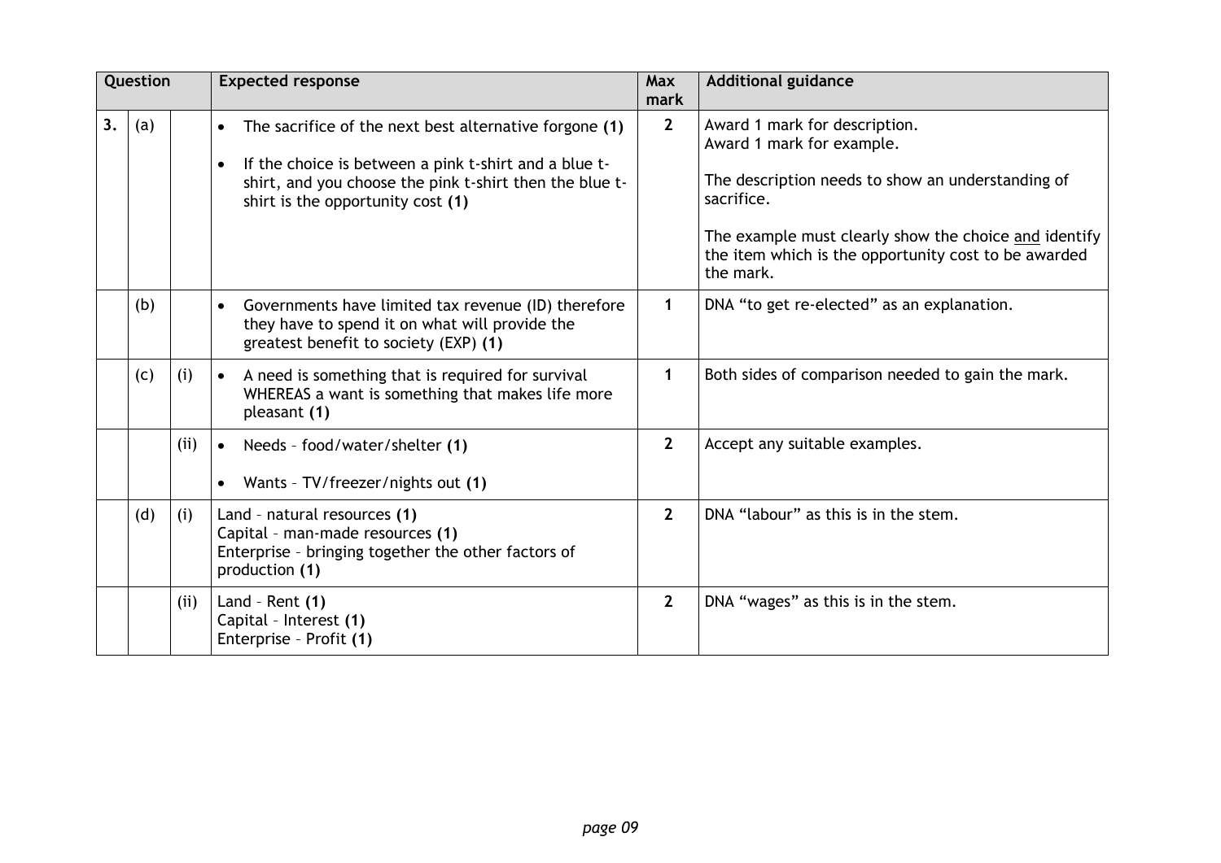| Question | | | Expected response | Max mark | Additional guidance |
|---|---|---|---|---|---|
| 3. | (a) | | • The sacrifice of the next best alternative forgone **(1)**<br>• If the choice is between a pink t-shirt and a blue t-shirt, and you choose the pink t-shirt then the blue t-shirt is the opportunity cost **(1)** | 2 | Award 1 mark for description.<br>Award 1 mark for example.<br><br>The description needs to show an understanding of sacrifice.<br><br>The example must clearly show the choice and identify the item which is the opportunity cost to be awarded the mark. |
| | (b) | | • Governments have limited tax revenue (ID) therefore they have to spend it on what will provide the greatest benefit to society (EXP) **(1)** | 1 | DNA "to get re-elected" as an explanation. |
| | (c) | (i) | • A need is something that is required for survival WHEREAS a want is something that makes life more pleasant **(1)** | 1 | Both sides of comparison needed to gain the mark. |
| | | (ii) | • Needs – food/water/shelter **(1)**<br>• Wants – TV/freezer/nights out **(1)** | 2 | Accept any suitable examples. |
| | (d) | (i) | Land – natural resources **(1)**<br>Capital – man-made resources **(1)**<br>Enterprise – bringing together the other factors of production **(1)** | 2 | DNA "labour" as this is in the stem. |
| | | (ii) | Land – Rent **(1)**<br>Capital – Interest **(1)**<br>Enterprise – Profit **(1)** | 2 | DNA "wages" as this is in the stem. |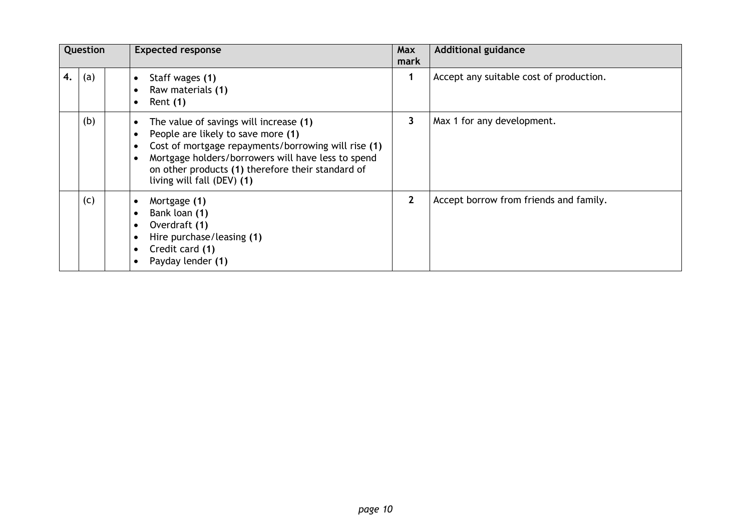| Question | | | Expected response | Max mark | Additional guidance |
|---|---|---|---|---|---|
| 4. | (a) | | • Staff wages **(1)**<br>• Raw materials **(1)**<br>• Rent **(1)** | 1 | Accept any suitable cost of production. |
| | (b) | | • The value of savings will increase **(1)**<br>• People are likely to save more **(1)**<br>• Cost of mortgage repayments/borrowing will rise **(1)**<br>• Mortgage holders/borrowers will have less to spend on other products **(1)** therefore their standard of living will fall (DEV) **(1)** | 3 | Max 1 for any development. |
| | (c) | | • Mortgage **(1)**<br>• Bank loan **(1)**<br>• Overdraft **(1)**<br>• Hire purchase/leasing **(1)**<br>• Credit card **(1)**<br>• Payday lender **(1)** | 2 | Accept borrow from friends and family. |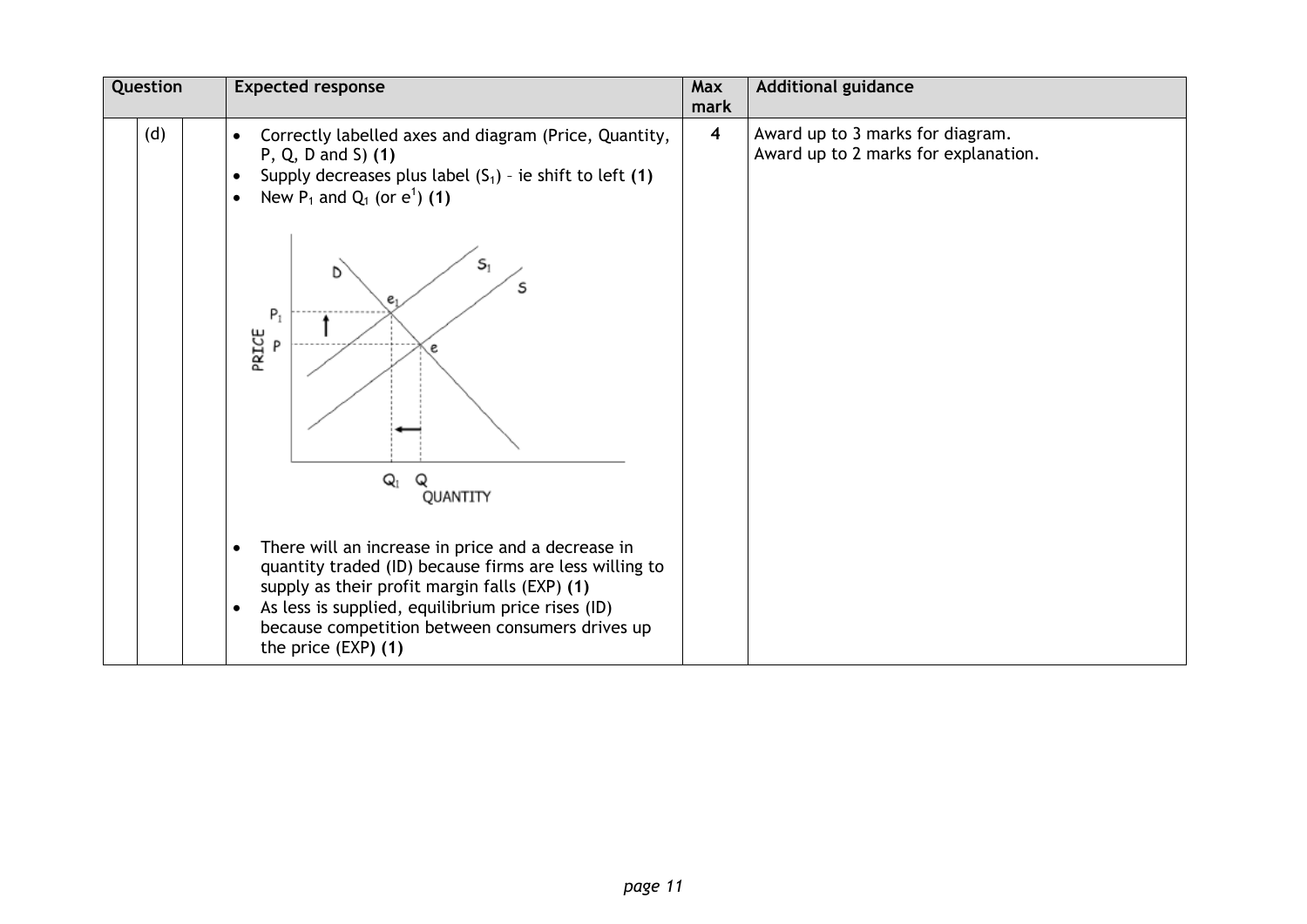| Question | | | Expected response | Max mark | Additional guidance |
|---|---|---|---|---|---|
| | (d) | | • Correctly labelled axes and diagram (Price, Quantity, P, Q, D and S) **(1)**<br>• Supply decreases plus label ($S_1$) – ie shift to left **(1)**<br>• New $P_1$ and $Q_1$ (or $e^1$) **(1)**<br><br>• There will an increase in price and a decrease in quantity traded (ID) because firms are less willing to supply as their profit margin falls (EXP) **(1)**<br>• As less is supplied, equilibrium price rises (ID) because competition between consumers drives up the price (EXP) **(1)** | 4 | Award up to 3 marks for diagram.<br>Award up to 2 marks for explanation. |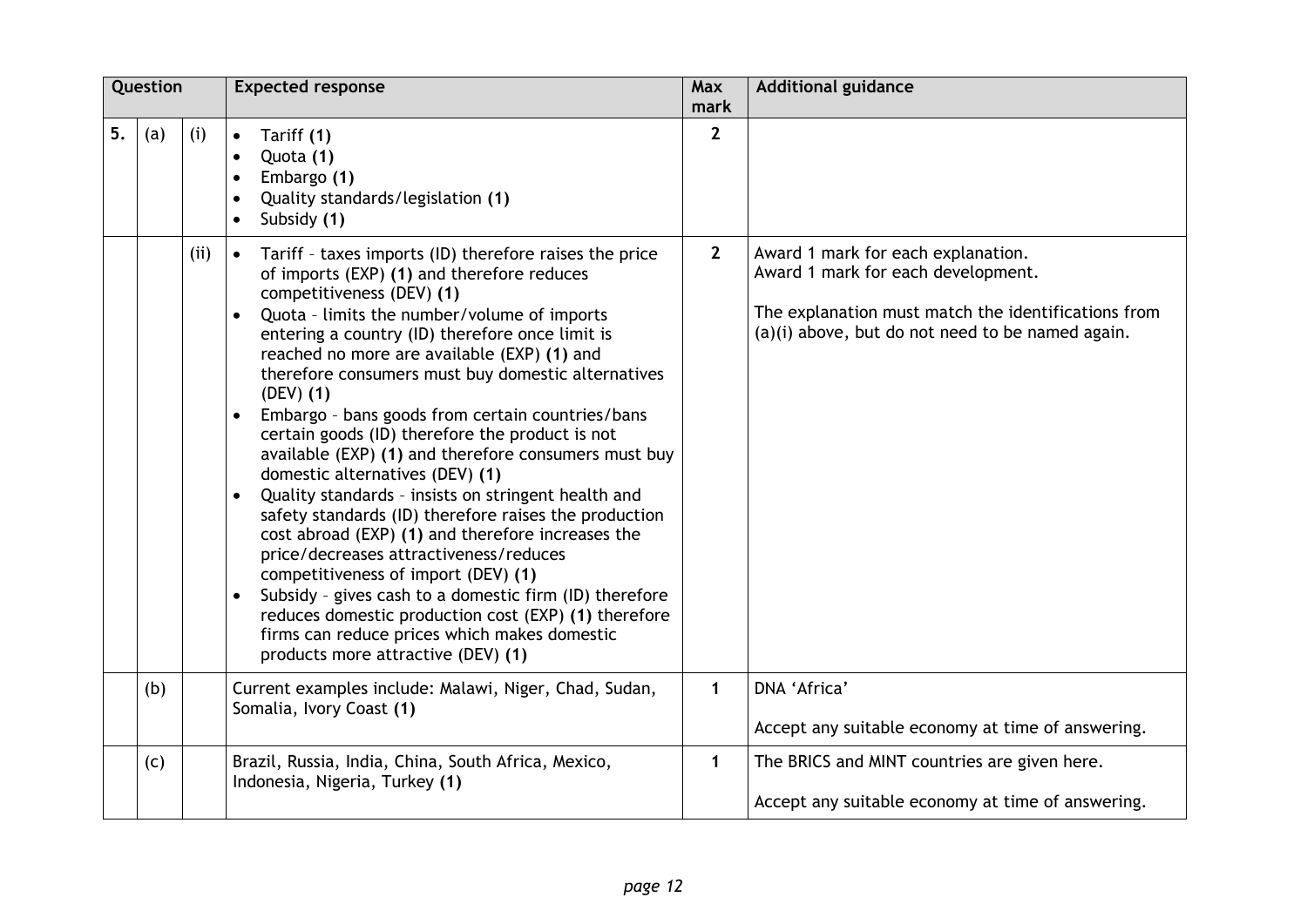| Question | | | Expected response | Max mark | Additional guidance |
|---|---|---|---|---|---|
| 5. | (a) | (i) | • Tariff **(1)**<br>• Quota **(1)**<br>• Embargo **(1)**<br>• Quality standards/legislation **(1)**<br>• Subsidy **(1)** | 2 | |
| | | (ii) | • Tariff – taxes imports (ID) therefore raises the price of imports (EXP) **(1)** and therefore reduces competitiveness (DEV) **(1)**<br>• Quota – limits the number/volume of imports entering a country (ID) therefore once limit is reached no more are available (EXP) **(1)** and therefore consumers must buy domestic alternatives (DEV) **(1)**<br>• Embargo – bans goods from certain countries/bans certain goods (ID) therefore the product is not available (EXP) **(1)** and therefore consumers must buy domestic alternatives (DEV) **(1)**<br>• Quality standards – insists on stringent health and safety standards (ID) therefore raises the production cost abroad (EXP) **(1)** and therefore increases the price/decreases attractiveness/reduces competitiveness of import (DEV) **(1)**<br>• Subsidy – gives cash to a domestic firm (ID) therefore reduces domestic production cost (EXP) **(1)** therefore firms can reduce prices which makes domestic products more attractive (DEV) **(1)** | 2 | Award 1 mark for each explanation.<br>Award 1 mark for each development.<br><br>The explanation must match the identifications from (a)(i) above, but do not need to be named again. |
| | (b) | | Current examples include: Malawi, Niger, Chad, Sudan, Somalia, Ivory Coast **(1)** | 1 | DNA 'Africa'<br><br>Accept any suitable economy at time of answering. |
| | (c) | | Brazil, Russia, India, China, South Africa, Mexico, Indonesia, Nigeria, Turkey **(1)** | 1 | The BRICS and MINT countries are given here.<br><br>Accept any suitable economy at time of answering. |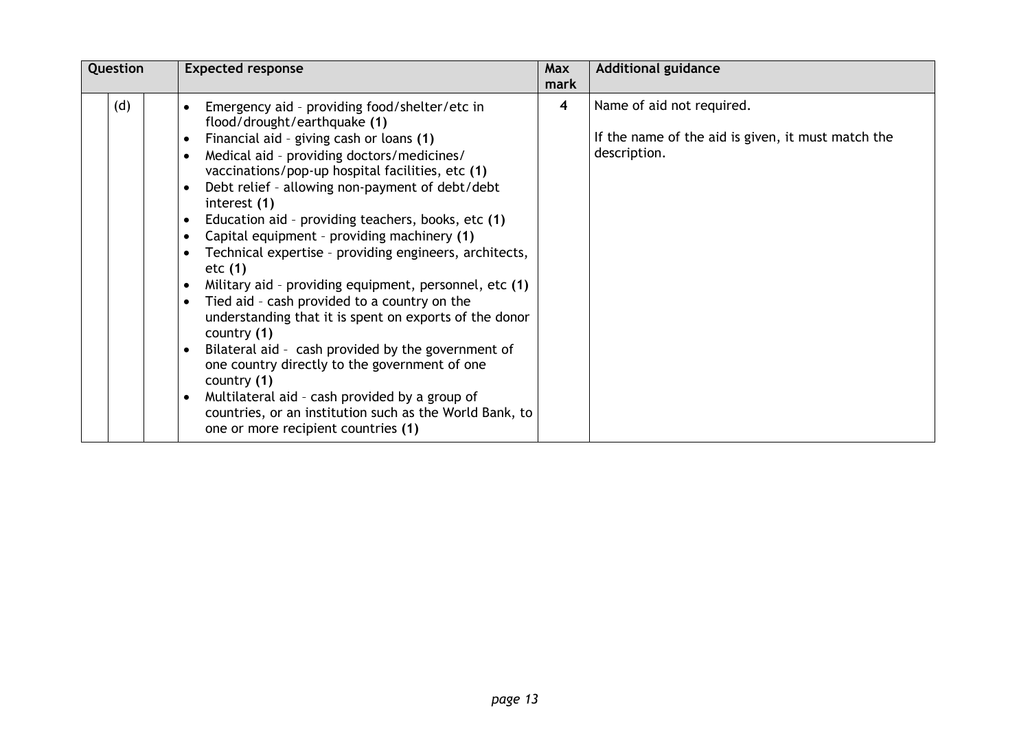| Question | | | Expected response | Max mark | Additional guidance |
|---|---|---|---|---|---|
| | (d) | | • Emergency aid – providing food/shelter/etc in flood/drought/earthquake **(1)**<br>• Financial aid – giving cash or loans **(1)**<br>• Medical aid – providing doctors/medicines/ vaccinations/pop-up hospital facilities, etc **(1)**<br>• Debt relief – allowing non-payment of debt/debt interest **(1)**<br>• Education aid – providing teachers, books, etc **(1)**<br>• Capital equipment – providing machinery **(1)**<br>• Technical expertise – providing engineers, architects, etc **(1)**<br>• Military aid – providing equipment, personnel, etc **(1)**<br>• Tied aid – cash provided to a country on the understanding that it is spent on exports of the donor country **(1)**<br>• Bilateral aid – cash provided by the government of one country directly to the government of one country **(1)**<br>• Multilateral aid – cash provided by a group of countries, or an institution such as the World Bank, to one or more recipient countries **(1)** | 4 | Name of aid not required.<br><br>If the name of the aid is given, it must match the description. |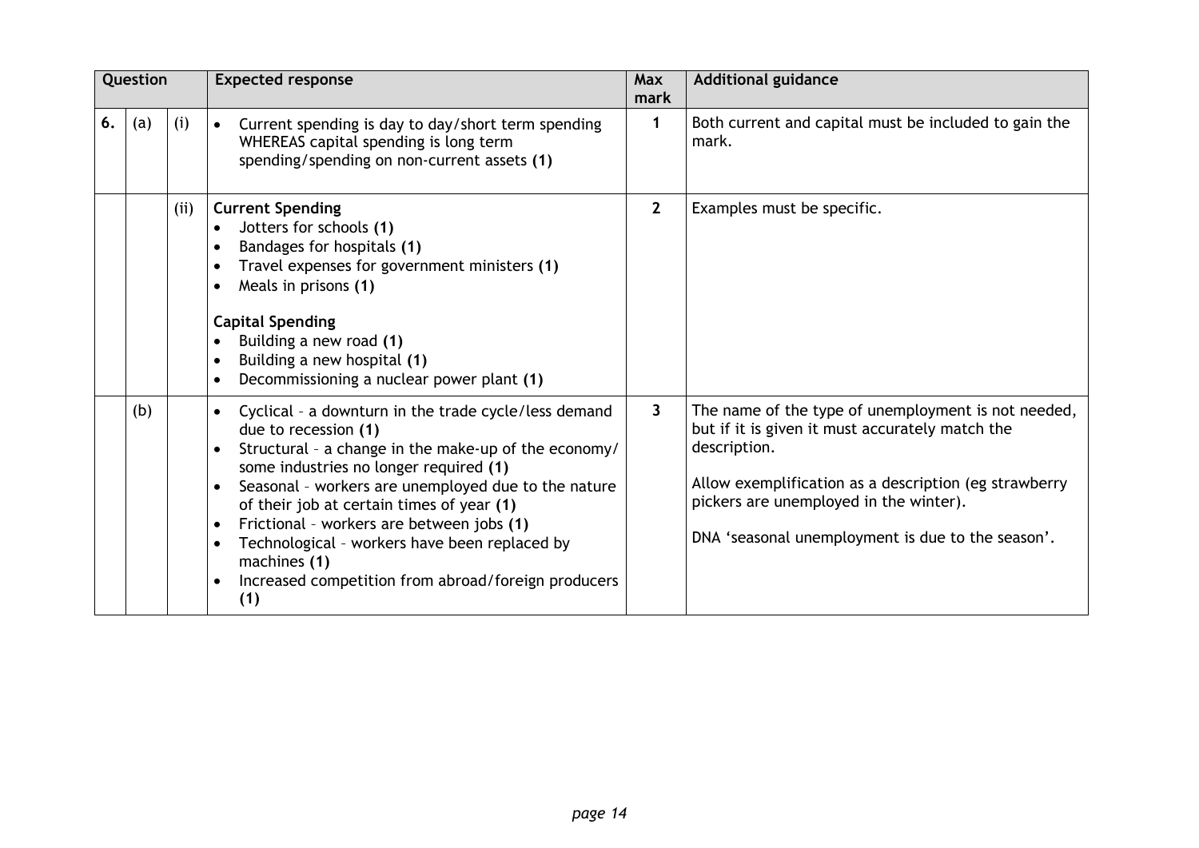| Question | | | Expected response | Max mark | Additional guidance |
|---|---|---|---|---|---|
| 6. | (a) | (i) | • Current spending is day to day/short term spending WHEREAS capital spending is long term spending/spending on non-current assets **(1)** | 1 | Both current and capital must be included to gain the mark. |
| | | (ii) | **Current Spending**<br>• Jotters for schools **(1)**<br>• Bandages for hospitals **(1)**<br>• Travel expenses for government ministers **(1)**<br>• Meals in prisons **(1)**<br><br>**Capital Spending**<br>• Building a new road **(1)**<br>• Building a new hospital **(1)**<br>• Decommissioning a nuclear power plant **(1)** | 2 | Examples must be specific. |
| | (b) | | • Cyclical – a downturn in the trade cycle/less demand due to recession **(1)**<br>• Structural – a change in the make-up of the economy/ some industries no longer required **(1)**<br>• Seasonal – workers are unemployed due to the nature of their job at certain times of year **(1)**<br>• Frictional – workers are between jobs **(1)**<br>• Technological – workers have been replaced by machines **(1)**<br>• Increased competition from abroad/foreign producers **(1)** | 3 | The name of the type of unemployment is not needed, but if it is given it must accurately match the description.<br><br>Allow exemplification as a description (eg strawberry pickers are unemployed in the winter).<br><br>DNA 'seasonal unemployment is due to the season'. |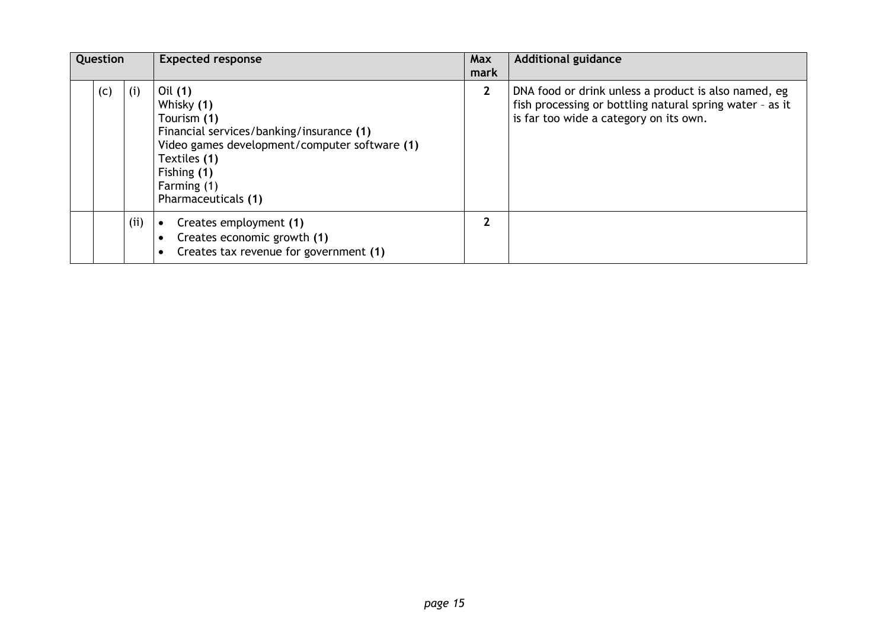| Question | | | Expected response | Max mark | Additional guidance |
|---|---|---|---|---|---|
| | (c) | (i) | Oil **(1)**<br>Whisky **(1)**<br>Tourism **(1)**<br>Financial services/banking/insurance **(1)**<br>Video games development/computer software **(1)**<br>Textiles **(1)**<br>Fishing **(1)**<br>Farming (1)<br>Pharmaceuticals **(1)** | **2** | DNA food or drink unless a product is also named, eg fish processing or bottling natural spring water – as it is far too wide a category on its own. |
| | | (ii) | • Creates employment **(1)**<br>• Creates economic growth **(1)**<br>• Creates tax revenue for government **(1)** | **2** | |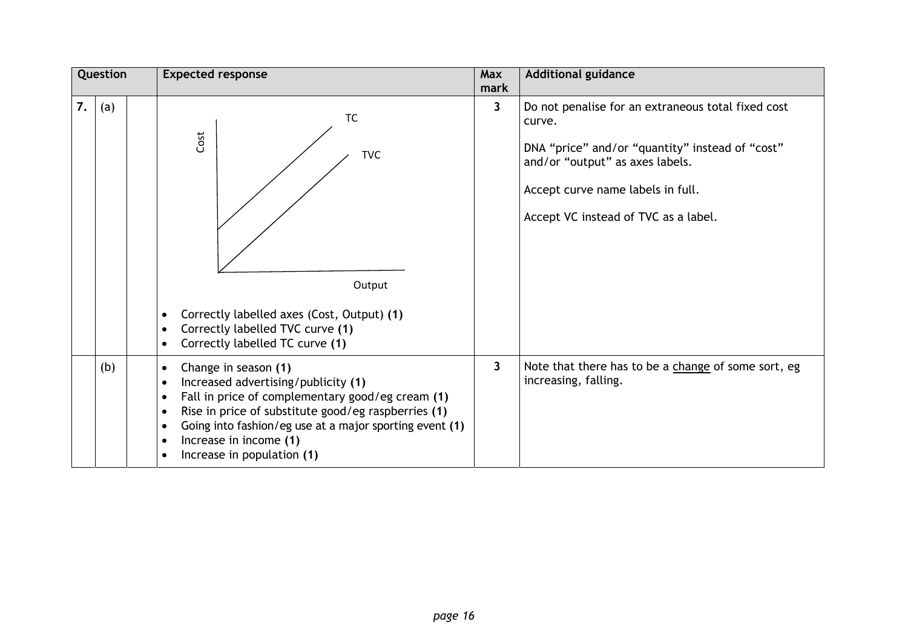| Question | | | Expected response | Max mark | Additional guidance |
|---|---|---|---|---|---|
| 7. | (a) | | Cost / TC / TVC / Output<br><br>• Correctly labelled axes (Cost, Output) **(1)**<br>• Correctly labelled TVC curve **(1)**<br>• Correctly labelled TC curve **(1)** | 3 | Do not penalise for an extraneous total fixed cost curve.<br><br>DNA "price" and/or "quantity" instead of "cost" and/or "output" as axes labels.<br><br>Accept curve name labels in full.<br><br>Accept VC instead of TVC as a label. |
| | (b) | | • Change in season **(1)**<br>• Increased advertising/publicity **(1)**<br>• Fall in price of complementary good/eg cream **(1)**<br>• Rise in price of substitute good/eg raspberries **(1)**<br>• Going into fashion/eg use at a major sporting event **(1)**<br>• Increase in income **(1)**<br>• Increase in population **(1)** | 3 | Note that there has to be a change of some sort, eg increasing, falling. |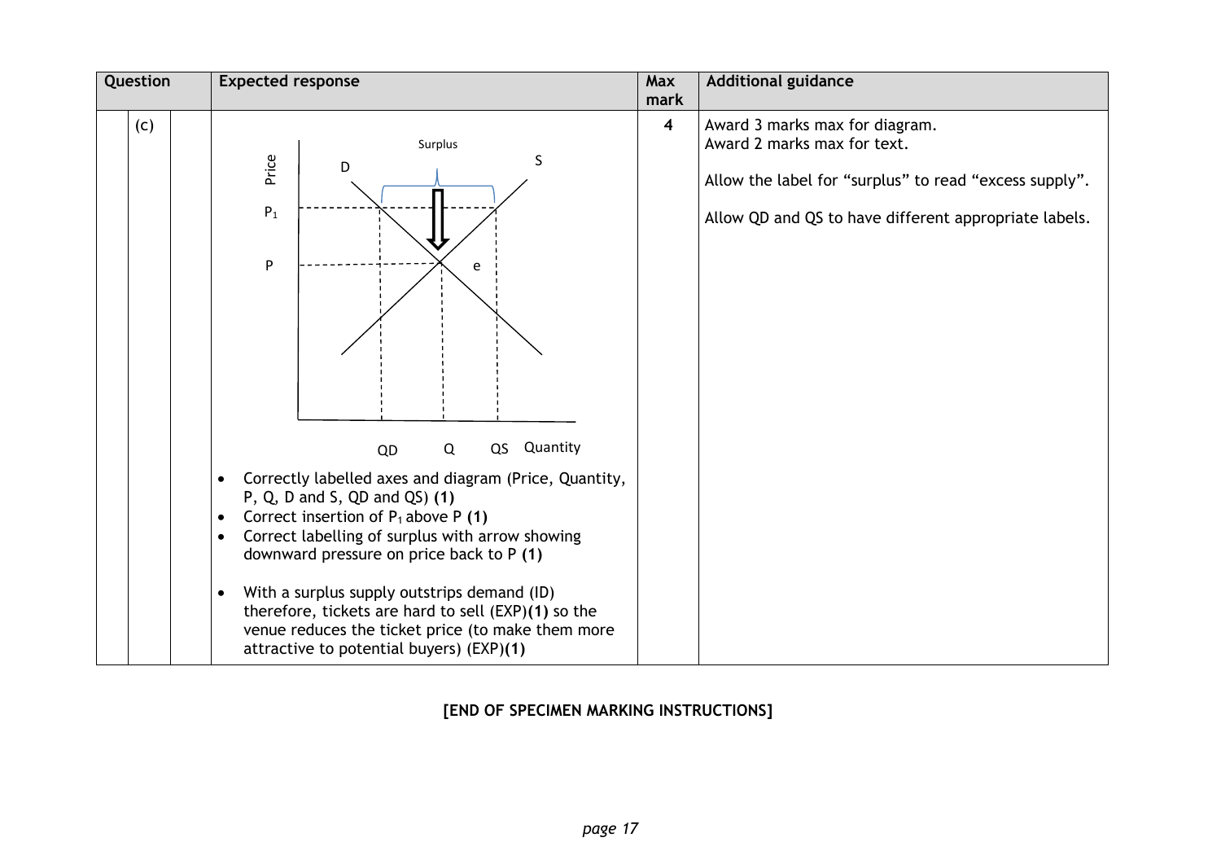| Question | | | Expected response | Max mark | Additional guidance |
|---|---|---|---|---|---|
| | (c) | | Surplus<br>Price<br>D<br>S<br>$P_1$<br>P<br>e<br>QD Q QS Quantity<br><br>• Correctly labelled axes and diagram (Price, Quantity, P, Q, D and S, QD and QS) **(1)**<br>• Correct insertion of $P_1$ above P **(1)**<br>• Correct labelling of surplus with arrow showing downward pressure on price back to P **(1)**<br><br>• With a surplus supply outstrips demand (ID) therefore, tickets are hard to sell (EXP)**(1)** so the venue reduces the ticket price (to make them more attractive to potential buyers) (EXP)**(1)** | 4 | Award 3 marks max for diagram.<br>Award 2 marks max for text.<br><br>Allow the label for "surplus" to read "excess supply".<br><br>Allow QD and QS to have different appropriate labels. |

**[END OF SPECIMEN MARKING INSTRUCTIONS]**